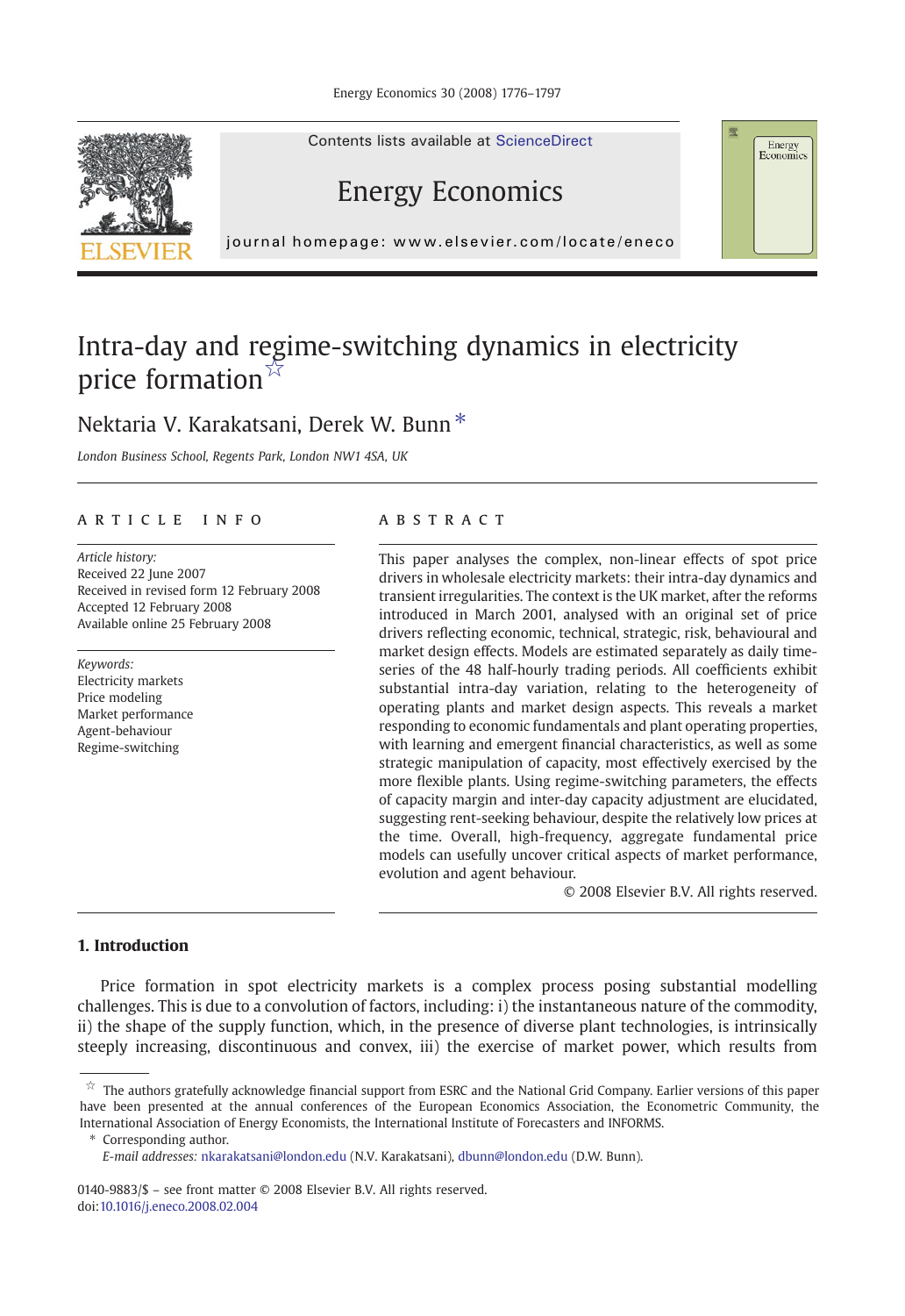# Intra-day and regime-switching dynamics in electricity price formation ☆

Nektaria V. Karakatsani, Derek W. Bunn *

*London Business School, Regents Park, London NW1 4SA, UK*

## ARTICLE INFO

*Article history:*
Received 22 June 2007
Received in revised form 12 February 2008
Accepted 12 February 2008
Available online 25 February 2008

*Keywords:*
Electricity markets
Price modeling
Market performance
Agent-behaviour
Regime-switching

## ABSTRACT

This paper analyses the complex, non-linear effects of spot price drivers in wholesale electricity markets: their intra-day dynamics and transient irregularities. The context is the UK market, after the reforms introduced in March 2001, analysed with an original set of price drivers reflecting economic, technical, strategic, risk, behavioural and market design effects. Models are estimated separately as daily time-series of the 48 half-hourly trading periods. All coefficients exhibit substantial intra-day variation, relating to the heterogeneity of operating plants and market design aspects. This reveals a market responding to economic fundamentals and plant operating properties, with learning and emergent financial characteristics, as well as some strategic manipulation of capacity, most effectively exercised by the more flexible plants. Using regime-switching parameters, the effects of capacity margin and inter-day capacity adjustment are elucidated, suggesting rent-seeking behaviour, despite the relatively low prices at the time. Overall, high-frequency, aggregate fundamental price models can usefully uncover critical aspects of market performance, evolution and agent behaviour.

© 2008 Elsevier B.V. All rights reserved.

## 1. Introduction

Price formation in spot electricity markets is a complex process posing substantial modelling challenges. This is due to a convolution of factors, including: i) the instantaneous nature of the commodity, ii) the shape of the supply function, which, in the presence of diverse plant technologies, is intrinsically steeply increasing, discontinuous and convex, iii) the exercise of market power, which results from

☆ The authors gratefully acknowledge financial support from ESRC and the National Grid Company. Earlier versions of this paper have been presented at the annual conferences of the European Economics Association, the Econometric Community, the International Association of Energy Economists, the International Institute of Forecasters and INFORMS.

\* Corresponding author.

*E-mail addresses:* nkarakatsani@london.edu (N.V. Karakatsani), dbunn@london.edu (D.W. Bunn).

0140-9883/$ – see front matter © 2008 Elsevier B.V. All rights reserved.
doi:10.1016/j.eneco.2008.02.004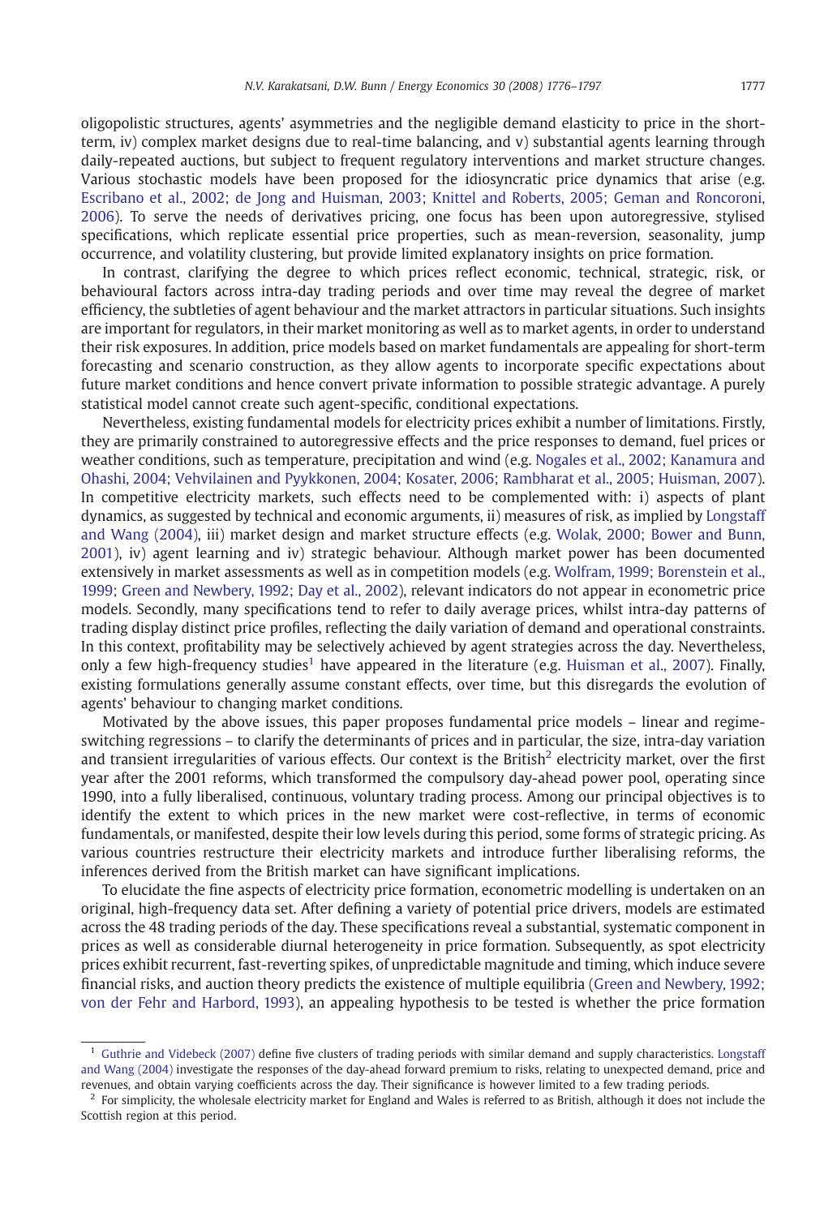oligopolistic structures, agents' asymmetries and the negligible demand elasticity to price in the short-term, iv) complex market designs due to real-time balancing, and v) substantial agents learning through daily-repeated auctions, but subject to frequent regulatory interventions and market structure changes. Various stochastic models have been proposed for the idiosyncratic price dynamics that arise (e.g. Escribano et al., 2002; de Jong and Huisman, 2003; Knittel and Roberts, 2005; Geman and Roncoroni, 2006). To serve the needs of derivatives pricing, one focus has been upon autoregressive, stylised specifications, which replicate essential price properties, such as mean-reversion, seasonality, jump occurrence, and volatility clustering, but provide limited explanatory insights on price formation.

In contrast, clarifying the degree to which prices reflect economic, technical, strategic, risk, or behavioural factors across intra-day trading periods and over time may reveal the degree of market efficiency, the subtleties of agent behaviour and the market attractors in particular situations. Such insights are important for regulators, in their market monitoring as well as to market agents, in order to understand their risk exposures. In addition, price models based on market fundamentals are appealing for short-term forecasting and scenario construction, as they allow agents to incorporate specific expectations about future market conditions and hence convert private information to possible strategic advantage. A purely statistical model cannot create such agent-specific, conditional expectations.

Nevertheless, existing fundamental models for electricity prices exhibit a number of limitations. Firstly, they are primarily constrained to autoregressive effects and the price responses to demand, fuel prices or weather conditions, such as temperature, precipitation and wind (e.g. Nogales et al., 2002; Kanamura and Ohashi, 2004; Vehvilainen and Pyykkonen, 2004; Kosater, 2006; Rambharat et al., 2005; Huisman, 2007). In competitive electricity markets, such effects need to be complemented with: i) aspects of plant dynamics, as suggested by technical and economic arguments, ii) measures of risk, as implied by Longstaff and Wang (2004), iii) market design and market structure effects (e.g. Wolak, 2000; Bower and Bunn, 2001), iv) agent learning and iv) strategic behaviour. Although market power has been documented extensively in market assessments as well as in competition models (e.g. Wolfram, 1999; Borenstein et al., 1999; Green and Newbery, 1992; Day et al., 2002), relevant indicators do not appear in econometric price models. Secondly, many specifications tend to refer to daily average prices, whilst intra-day patterns of trading display distinct price profiles, reflecting the daily variation of demand and operational constraints. In this context, profitability may be selectively achieved by agent strategies across the day. Nevertheless, only a few high-frequency studies[1] have appeared in the literature (e.g. Huisman et al., 2007). Finally, existing formulations generally assume constant effects, over time, but this disregards the evolution of agents' behaviour to changing market conditions.

Motivated by the above issues, this paper proposes fundamental price models – linear and regime-switching regressions – to clarify the determinants of prices and in particular, the size, intra-day variation and transient irregularities of various effects. Our context is the British[2] electricity market, over the first year after the 2001 reforms, which transformed the compulsory day-ahead power pool, operating since 1990, into a fully liberalised, continuous, voluntary trading process. Among our principal objectives is to identify the extent to which prices in the new market were cost-reflective, in terms of economic fundamentals, or manifested, despite their low levels during this period, some forms of strategic pricing. As various countries restructure their electricity markets and introduce further liberalising reforms, the inferences derived from the British market can have significant implications.

To elucidate the fine aspects of electricity price formation, econometric modelling is undertaken on an original, high-frequency data set. After defining a variety of potential price drivers, models are estimated across the 48 trading periods of the day. These specifications reveal a substantial, systematic component in prices as well as considerable diurnal heterogeneity in price formation. Subsequently, as spot electricity prices exhibit recurrent, fast-reverting spikes, of unpredictable magnitude and timing, which induce severe financial risks, and auction theory predicts the existence of multiple equilibria (Green and Newbery, 1992; von der Fehr and Harbord, 1993), an appealing hypothesis to be tested is whether the price formation

[1] Guthrie and Videbeck (2007) define five clusters of trading periods with similar demand and supply characteristics. Longstaff and Wang (2004) investigate the responses of the day-ahead forward premium to risks, relating to unexpected demand, price and revenues, and obtain varying coefficients across the day. Their significance is however limited to a few trading periods.

[2] For simplicity, the wholesale electricity market for England and Wales is referred to as British, although it does not include the Scottish region at this period.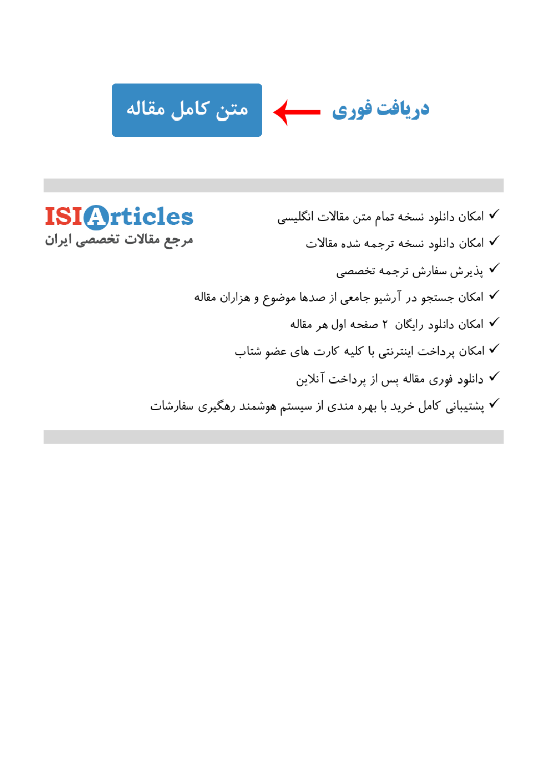دریافت فوری ← متن کامل مقاله

**ISIArticles**
مرجع مقالات تخصصی ایران

- ✓ امکان دانلود نسخه تمام متن مقالات انگلیسی
- ✓ امکان دانلود نسخه ترجمه شده مقالات
- ✓ پذیرش سفارش ترجمه تخصصی
- ✓ امکان جستجو در آرشیو جامعی از صدها موضوع و هزاران مقاله
- ✓ امکان دانلود رایگان ۲ صفحه اول هر مقاله
- ✓ امکان پرداخت اینترنتی با کلیه کارت های عضو شتاب
- ✓ دانلود فوری مقاله پس از پرداخت آنلاین
- ✓ پشتیبانی کامل خرید با بهره مندی از سیستم هوشمند رهگیری سفارشات